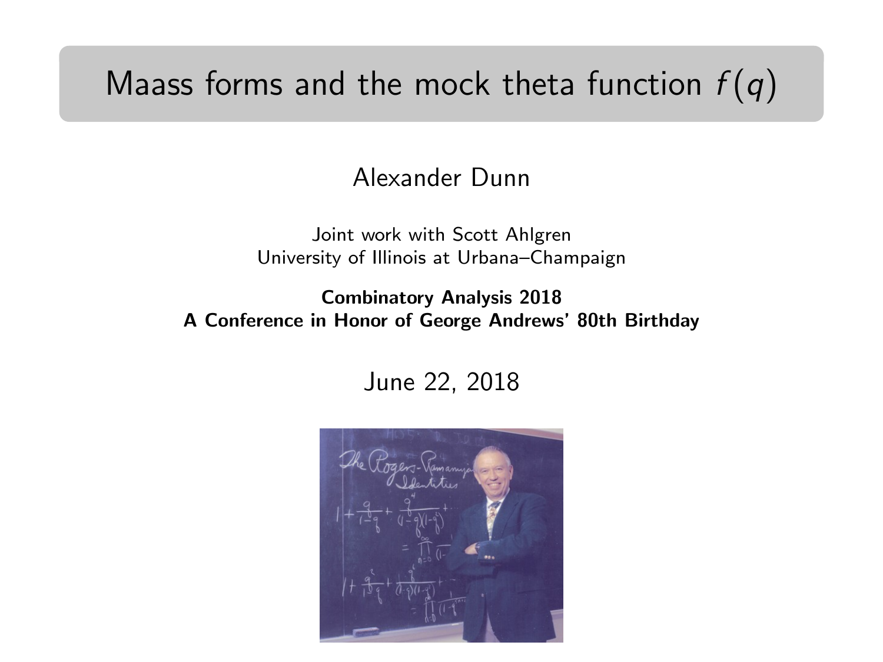# Maass forms and the mock theta function $f(q)$

Alexander Dunn

Joint work with Scott Ahlgren
University of Illinois at Urbana–Champaign

**Combinatory Analysis 2018**
**A Conference in Honor of George Andrews' 80th Birthday**

June 22, 2018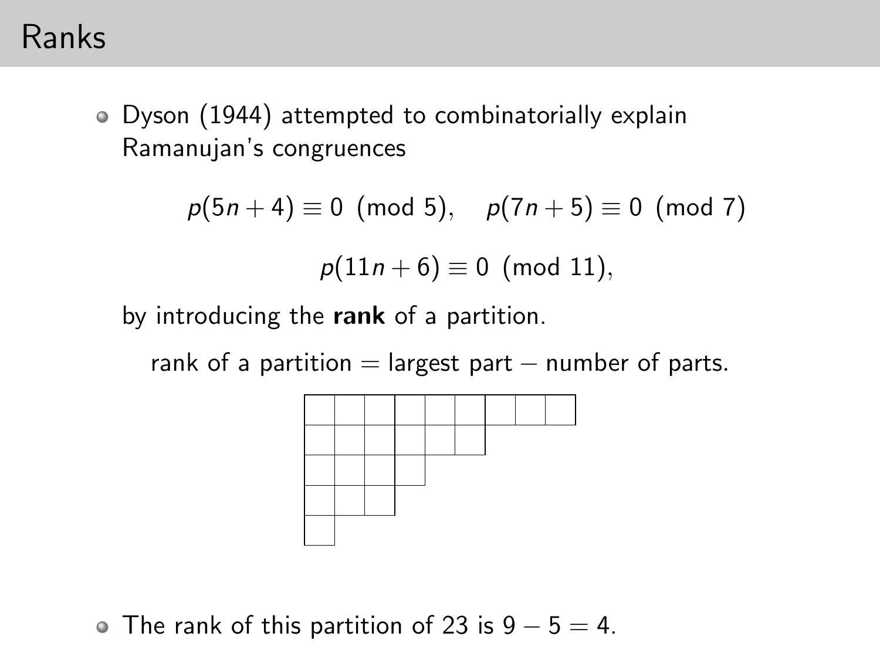# Ranks

- Dyson (1944) attempted to combinatorially explain Ramanujan's congruences

$$p(5n+4) \equiv 0 \pmod{5}, \quad p(7n+5) \equiv 0 \pmod{7}$$

$$p(11n+6) \equiv 0 \pmod{11},$$

by introducing the **rank** of a partition.

rank of a partition = largest part − number of parts.

- The rank of this partition of 23 is $9 - 5 = 4$.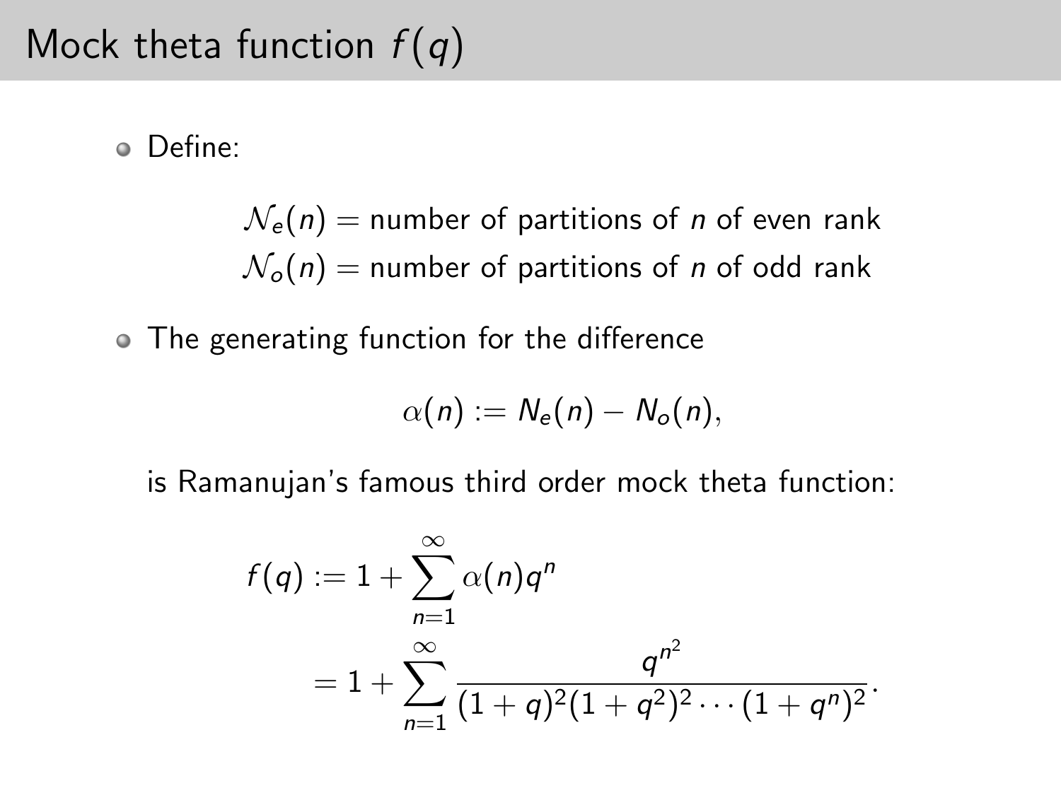# Mock theta function $f(q)$

- Define:

$$\mathcal{N}_e(n) = \text{number of partitions of } n \text{ of even rank}$$
$$\mathcal{N}_o(n) = \text{number of partitions of } n \text{ of odd rank}$$

- The generating function for the difference

$$\alpha(n) := N_e(n) - N_o(n),$$

  is Ramanujan's famous third order mock theta function:

$$\begin{aligned} f(q) &:= 1 + \sum_{n=1}^{\infty} \alpha(n) q^n \\ &= 1 + \sum_{n=1}^{\infty} \frac{q^{n^2}}{(1+q)^2(1+q^2)^2 \cdots (1+q^n)^2}. \end{aligned}$$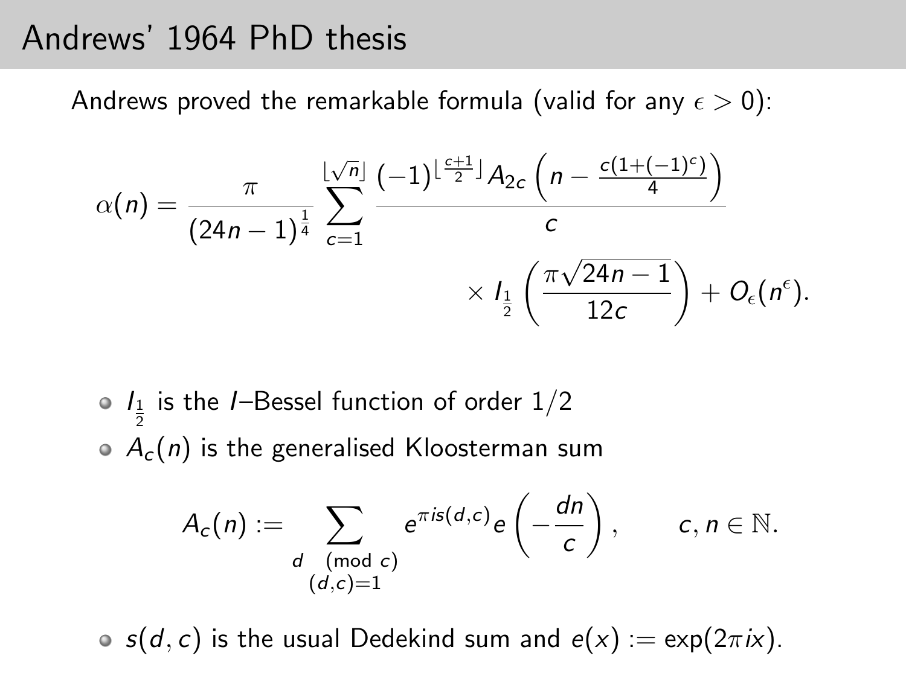# Andrews' 1964 PhD thesis

Andrews proved the remarkable formula (valid for any $\epsilon > 0$):

$$\alpha(n) = \frac{\pi}{(24n-1)^{\frac{1}{4}}} \sum_{c=1}^{\lfloor \sqrt{n} \rfloor} \frac{(-1)^{\lfloor \frac{c+1}{2} \rfloor} A_{2c}\left(n - \frac{c(1+(-1)^c)}{4}\right)}{c} \times I_{\frac{1}{2}}\left(\frac{\pi\sqrt{24n-1}}{12c}\right) + O_\epsilon(n^\epsilon).$$

- $I_{\frac{1}{2}}$ is the $I$–Bessel function of order $1/2$
- $A_c(n)$ is the generalised Kloosterman sum

$$A_c(n) := \sum_{\substack{d \pmod{c} \\ (d,c)=1}} e^{\pi i s(d,c)} e\left(-\frac{dn}{c}\right), \qquad c, n \in \mathbb{N}.$$

- $s(d,c)$ is the usual Dedekind sum and $e(x) := \exp(2\pi i x)$.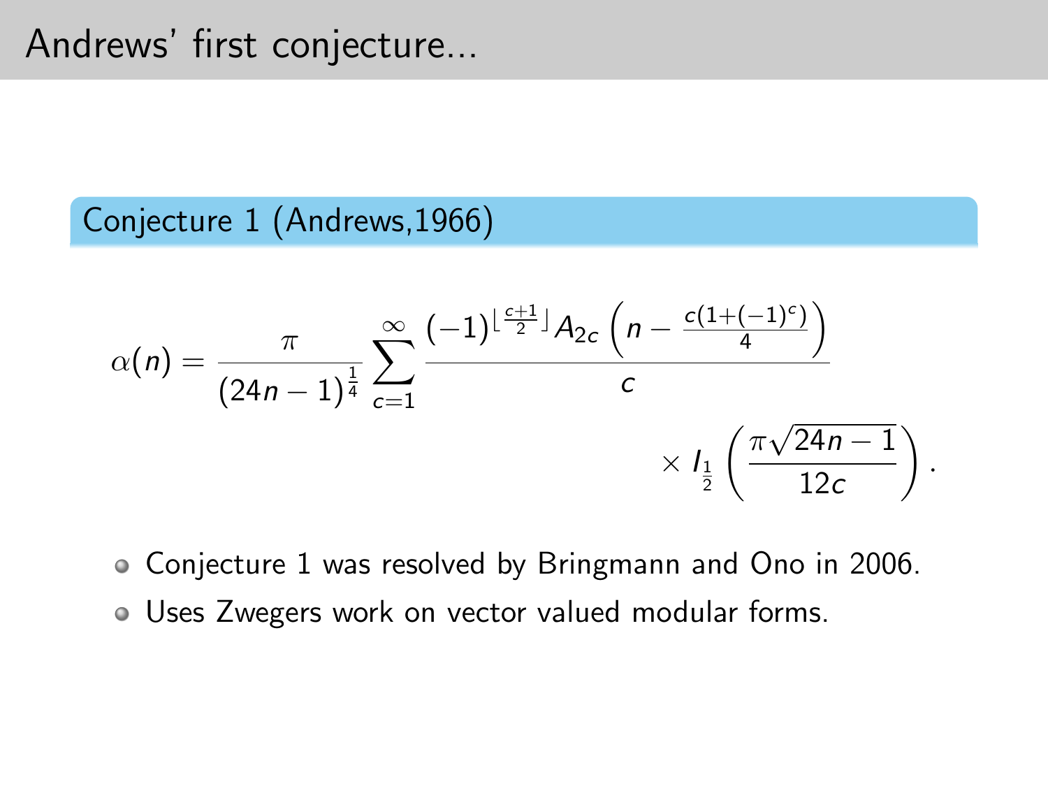# Andrews' first conjecture...

**Conjecture 1 (Andrews,1966)**

$$\alpha(n) = \frac{\pi}{(24n-1)^{\frac{1}{4}}} \sum_{c=1}^{\infty} \frac{(-1)^{\lfloor \frac{c+1}{2} \rfloor} A_{2c}\left(n - \frac{c(1+(-1)^c)}{4}\right)}{c} \times I_{\frac{1}{2}}\left(\frac{\pi\sqrt{24n-1}}{12c}\right).$$

- Conjecture 1 was resolved by Bringmann and Ono in 2006.
- Uses Zwegers work on vector valued modular forms.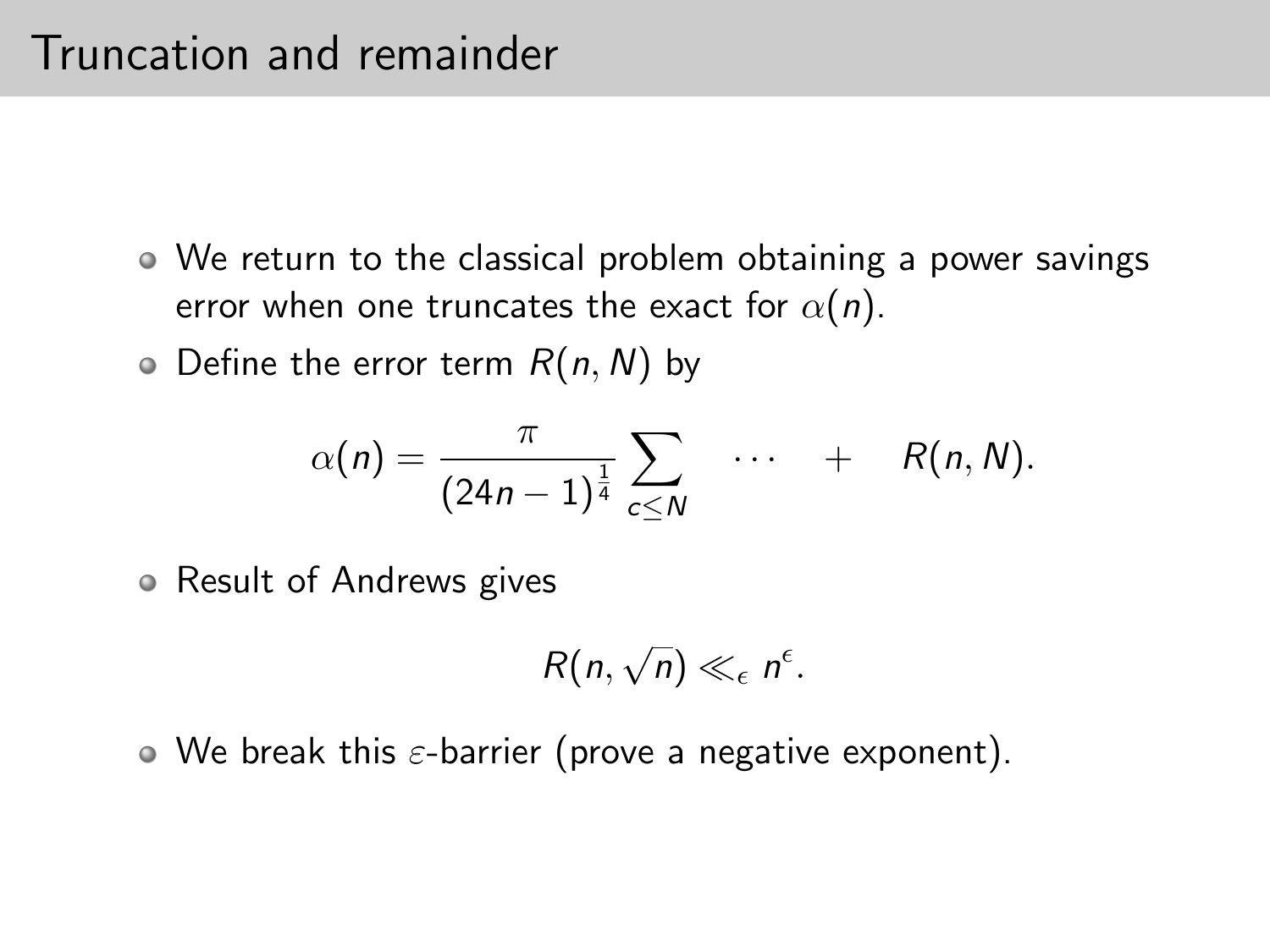# Truncation and remainder

- We return to the classical problem obtaining a power savings error when one truncates the exact for $\alpha(n)$.
- Define the error term $R(n, N)$ by

$$\alpha(n) = \frac{\pi}{(24n-1)^{\frac{1}{4}}} \sum_{c \leq N} \quad \cdots \quad + \quad R(n, N).$$

- Result of Andrews gives

$$R(n, \sqrt{n}) \ll_{\epsilon} n^{\epsilon}.$$

- We break this $\varepsilon$-barrier (prove a negative exponent).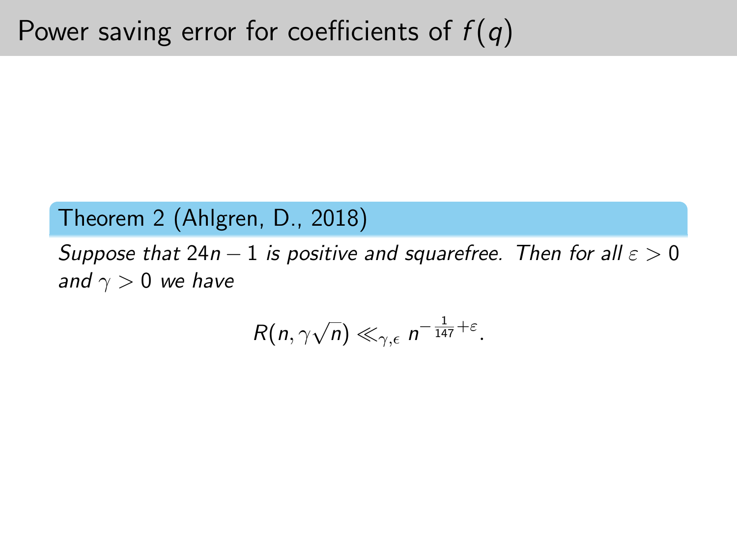# Power saving error for coefficients of $f(q)$

**Theorem 2 (Ahlgren, D., 2018)**

*Suppose that $24n - 1$ is positive and squarefree. Then for all $\varepsilon > 0$ and $\gamma > 0$ we have*

$$R(n, \gamma\sqrt{n}) \ll_{\gamma,\epsilon} n^{-\frac{1}{147}+\varepsilon}.$$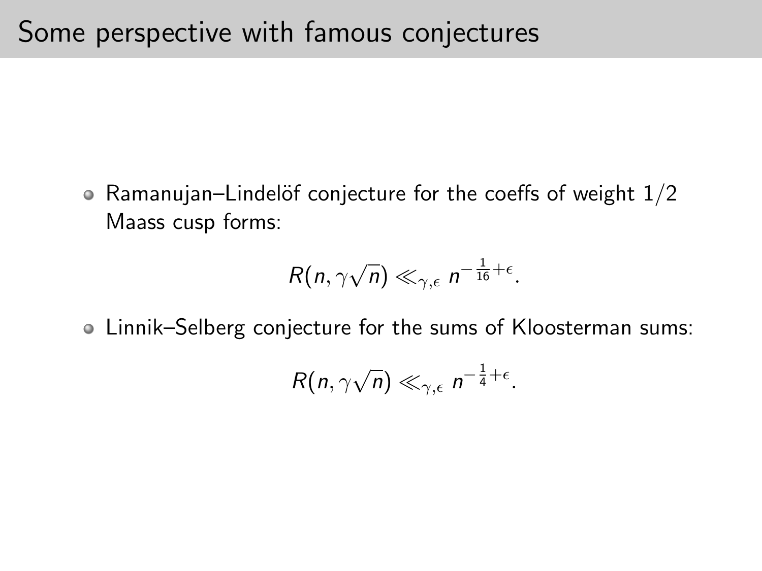# Some perspective with famous conjectures

- Ramanujan–Lindelöf conjecture for the coeffs of weight $1/2$ Maass cusp forms:

$$R(n, \gamma\sqrt{n}) \ll_{\gamma,\epsilon} n^{-\frac{1}{16}+\epsilon}.$$

- Linnik–Selberg conjecture for the sums of Kloosterman sums:

$$R(n, \gamma\sqrt{n}) \ll_{\gamma,\epsilon} n^{-\frac{1}{4}+\epsilon}.$$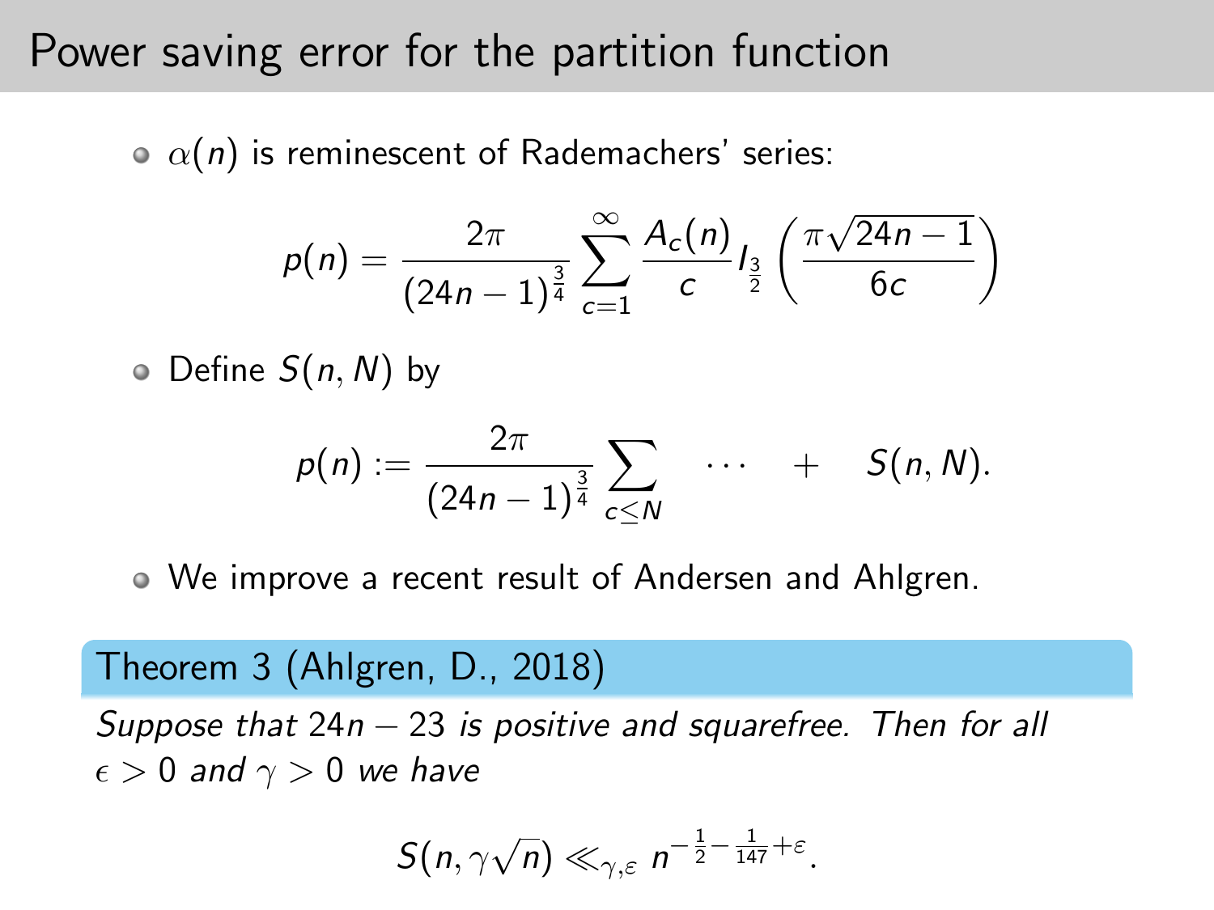# Power saving error for the partition function

- $\alpha(n)$ is reminescent of Rademachers' series:

$$p(n) = \frac{2\pi}{(24n-1)^{\frac{3}{4}}} \sum_{c=1}^{\infty} \frac{A_c(n)}{c} I_{\frac{3}{2}}\left(\frac{\pi\sqrt{24n-1}}{6c}\right)$$

- Define $S(n,N)$ by

$$p(n) := \frac{2\pi}{(24n-1)^{\frac{3}{4}}} \sum_{c \leq N} \quad \cdots \quad + \quad S(n,N).$$

- We improve a recent result of Andersen and Ahlgren.

**Theorem 3 (Ahlgren, D., 2018)**

*Suppose that $24n-23$ is positive and squarefree. Then for all $\epsilon > 0$ and $\gamma > 0$ we have*

$$S(n, \gamma\sqrt{n}) \ll_{\gamma,\varepsilon} n^{-\frac{1}{2}-\frac{1}{147}+\varepsilon}.$$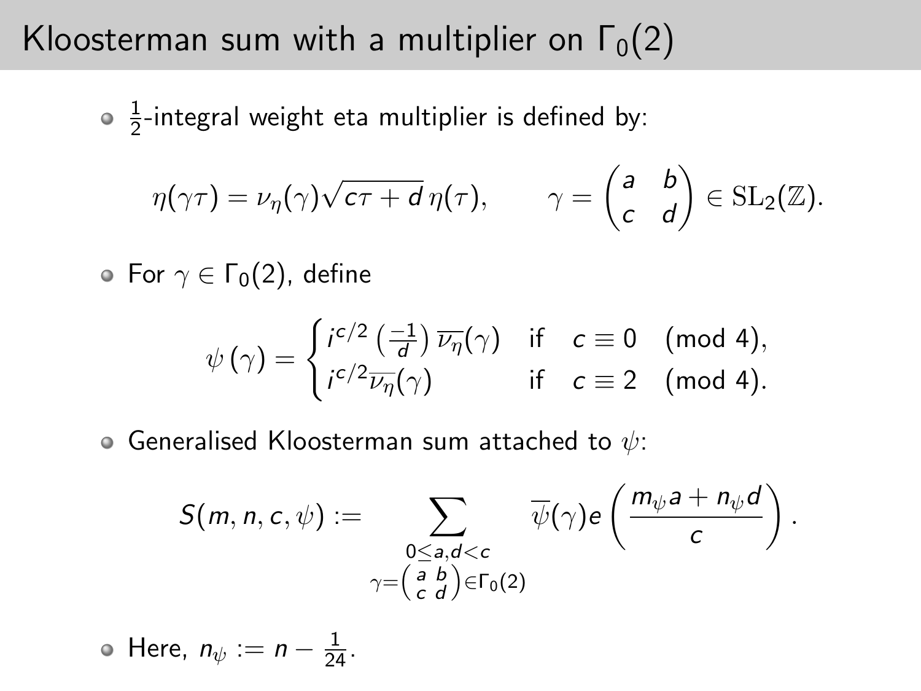# Kloosterman sum with a multiplier on $\Gamma_0(2)$

- $\frac{1}{2}$-integral weight eta multiplier is defined by:

$$\eta(\gamma\tau) = \nu_\eta(\gamma)\sqrt{c\tau + d}\,\eta(\tau), \qquad \gamma = \begin{pmatrix} a & b \\ c & d \end{pmatrix} \in \mathrm{SL}_2(\mathbb{Z}).$$

- For $\gamma \in \Gamma_0(2)$, define

$$\psi(\gamma) = \begin{cases} i^{c/2} \left(\frac{-1}{d}\right) \overline{\nu_\eta}(\gamma) & \text{if} \quad c \equiv 0 \pmod 4, \\ i^{c/2} \overline{\nu_\eta}(\gamma) & \text{if} \quad c \equiv 2 \pmod 4. \end{cases}$$

- Generalised Kloosterman sum attached to $\psi$:

$$S(m, n, c, \psi) := \sum_{\substack{0 \le a, d < c \\ \gamma = \left(\begin{smallmatrix} a & b \\ c & d \end{smallmatrix}\right) \in \Gamma_0(2)}} \overline{\psi}(\gamma) e\left(\frac{m_\psi a + n_\psi d}{c}\right).$$

- Here, $n_\psi := n - \frac{1}{24}$.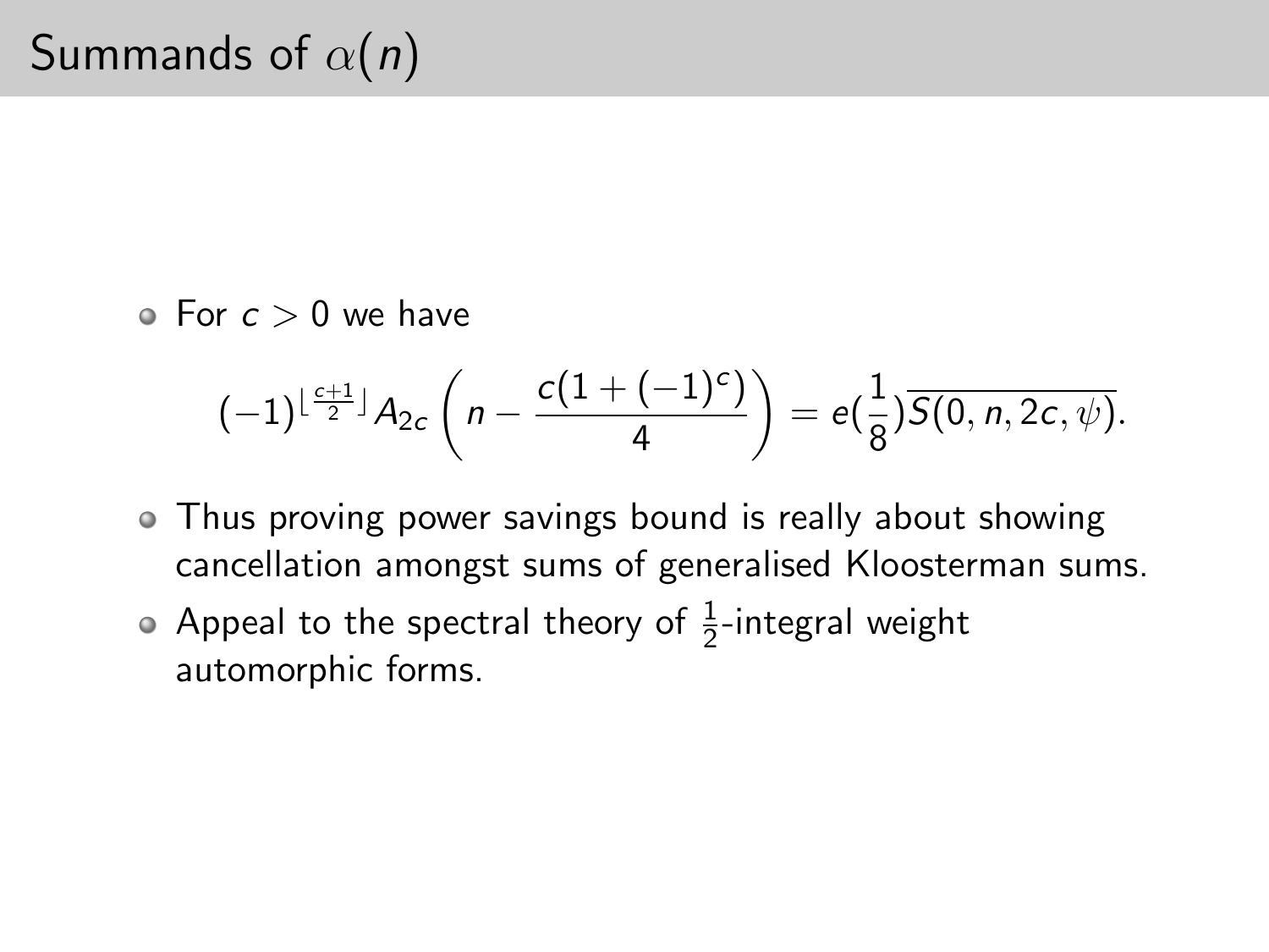# Summands of $\alpha(n)$

- For $c > 0$ we have

$$(-1)^{\lfloor \frac{c+1}{2} \rfloor} A_{2c}\left(n - \frac{c(1+(-1)^c)}{4}\right) = e(\frac{1}{8})\overline{S(0, n, 2c, \psi)}.$$

- Thus proving power savings bound is really about showing cancellation amongst sums of generalised Kloosterman sums.
- Appeal to the spectral theory of $\frac{1}{2}$-integral weight automorphic forms.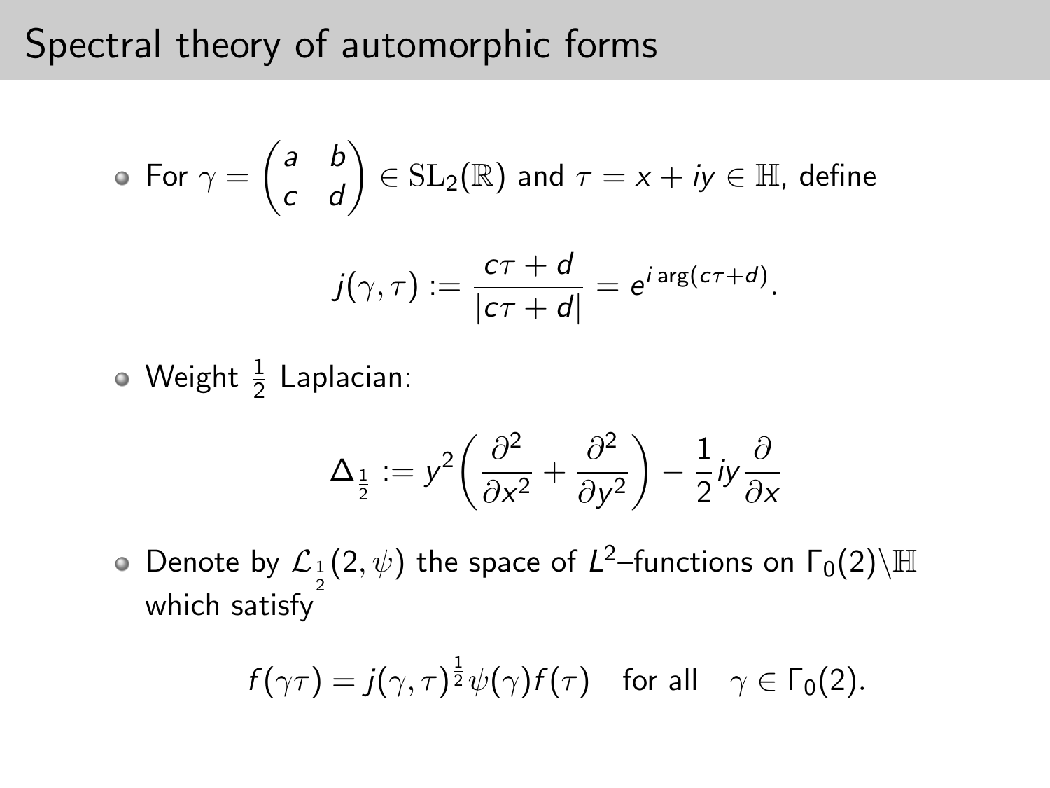# Spectral theory of automorphic forms

- For $\gamma = \begin{pmatrix} a & b \\ c & d \end{pmatrix} \in \mathrm{SL}_2(\mathbb{R})$ and $\tau = x + iy \in \mathbb{H}$, define

$$j(\gamma, \tau) := \frac{c\tau + d}{|c\tau + d|} = e^{i \arg(c\tau + d)}.$$

- Weight $\frac{1}{2}$ Laplacian:

$$\Delta_{\frac{1}{2}} := y^2 \left( \frac{\partial^2}{\partial x^2} + \frac{\partial^2}{\partial y^2} \right) - \frac{1}{2} iy \frac{\partial}{\partial x}$$

- Denote by $\mathcal{L}_{\frac{1}{2}}(2, \psi)$ the space of $L^2$–functions on $\Gamma_0(2) \backslash \mathbb{H}$ which satisfy

$$f(\gamma\tau) = j(\gamma, \tau)^{\frac{1}{2}} \psi(\gamma) f(\tau) \quad \text{for all} \quad \gamma \in \Gamma_0(2).$$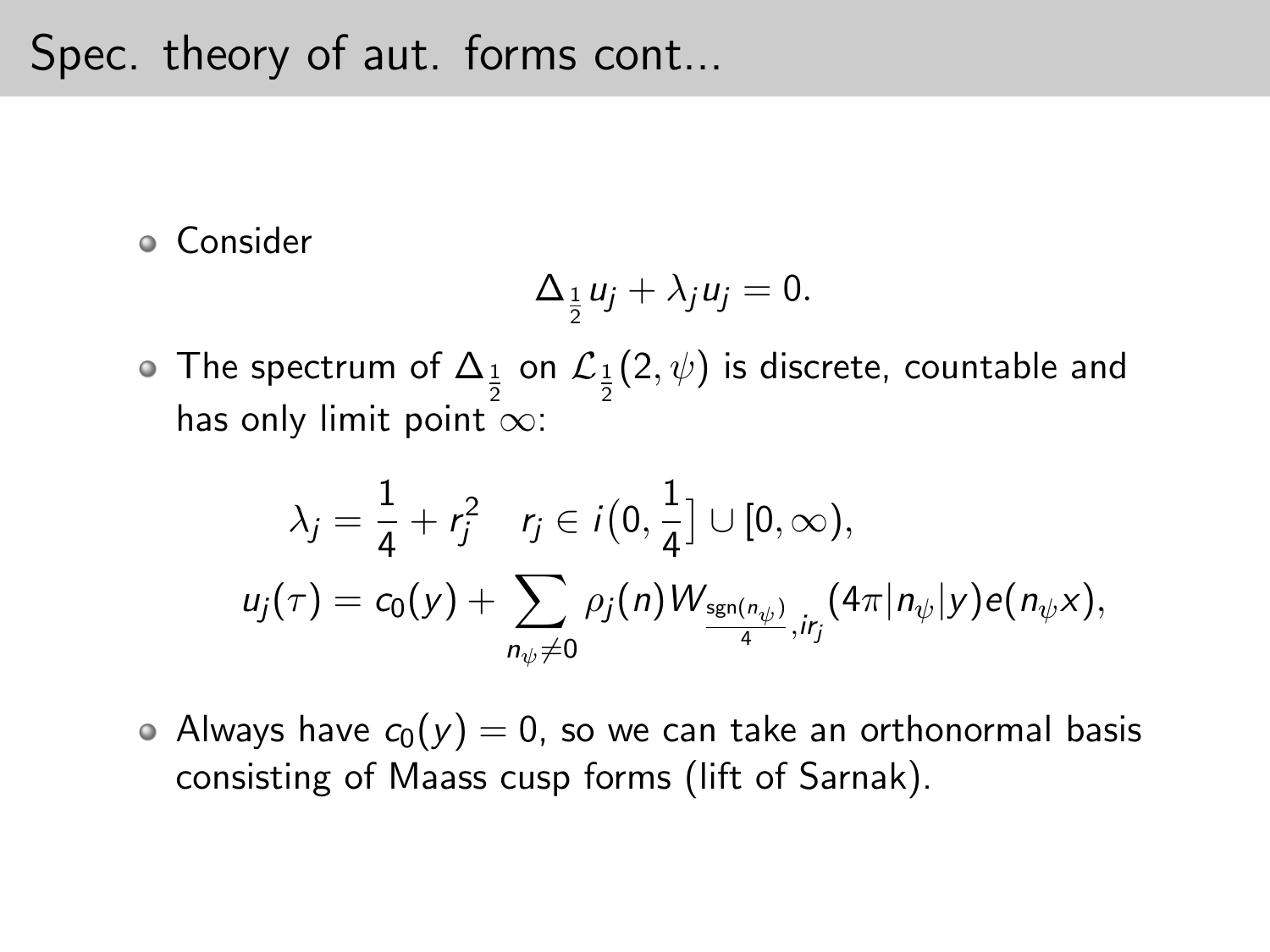# Spec. theory of aut. forms cont...

- Consider

$$\Delta_{\frac{1}{2}} u_j + \lambda_j u_j = 0.$$

- The spectrum of $\Delta_{\frac{1}{2}}$ on $\mathcal{L}_{\frac{1}{2}}(2, \psi)$ is discrete, countable and has only limit point $\infty$:

$$\lambda_j = \frac{1}{4} + r_j^2 \quad r_j \in i\big(0, \frac{1}{4}\big] \cup [0, \infty),$$

$$u_j(\tau) = c_0(y) + \sum_{n_\psi \neq 0} \rho_j(n) W_{\frac{\mathrm{sgn}(n_\psi)}{4}, ir_j}(4\pi |n_\psi| y) e(n_\psi x),$$

- Always have $c_0(y) = 0$, so we can take an orthonormal basis consisting of Maass cusp forms (lift of Sarnak).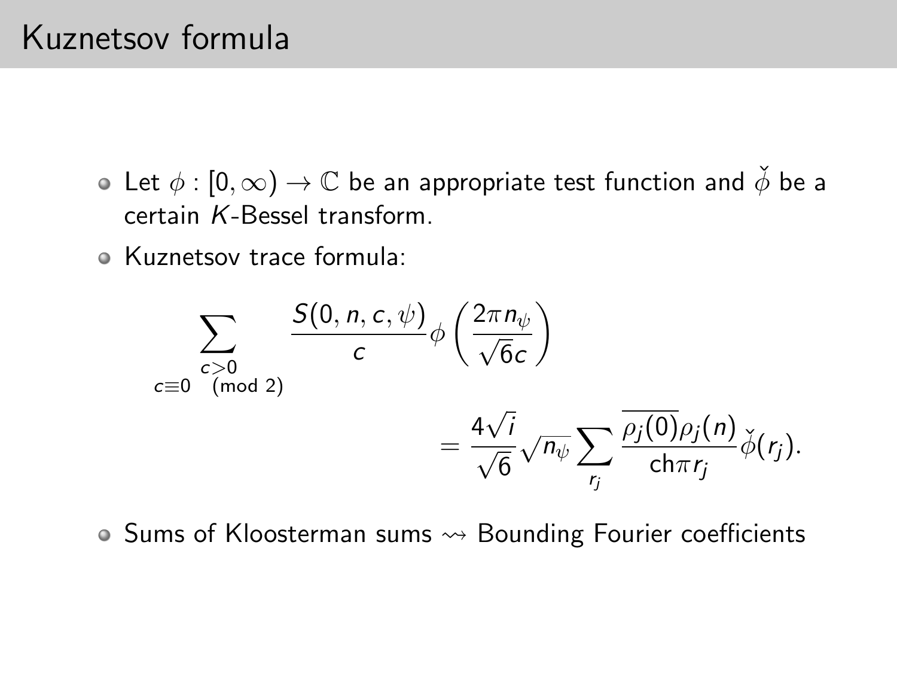# Kuznetsov formula

- Let $\phi : [0, \infty) \to \mathbb{C}$ be an appropriate test function and $\check{\phi}$ be a certain $K$-Bessel transform.
- Kuznetsov trace formula:

$$\sum_{\substack{c>0 \\ c \equiv 0 \pmod 2}} \frac{S(0, n, c, \psi)}{c} \phi\left(\frac{2\pi n_\psi}{\sqrt{6}c}\right) = \frac{4\sqrt{i}}{\sqrt{6}} \sqrt{n_\psi} \sum_{r_j} \frac{\overline{\rho_j(0)} \rho_j(n)}{\text{ch} \pi r_j} \check{\phi}(r_j).$$

- Sums of Kloosterman sums $\rightsquigarrow$ Bounding Fourier coefficients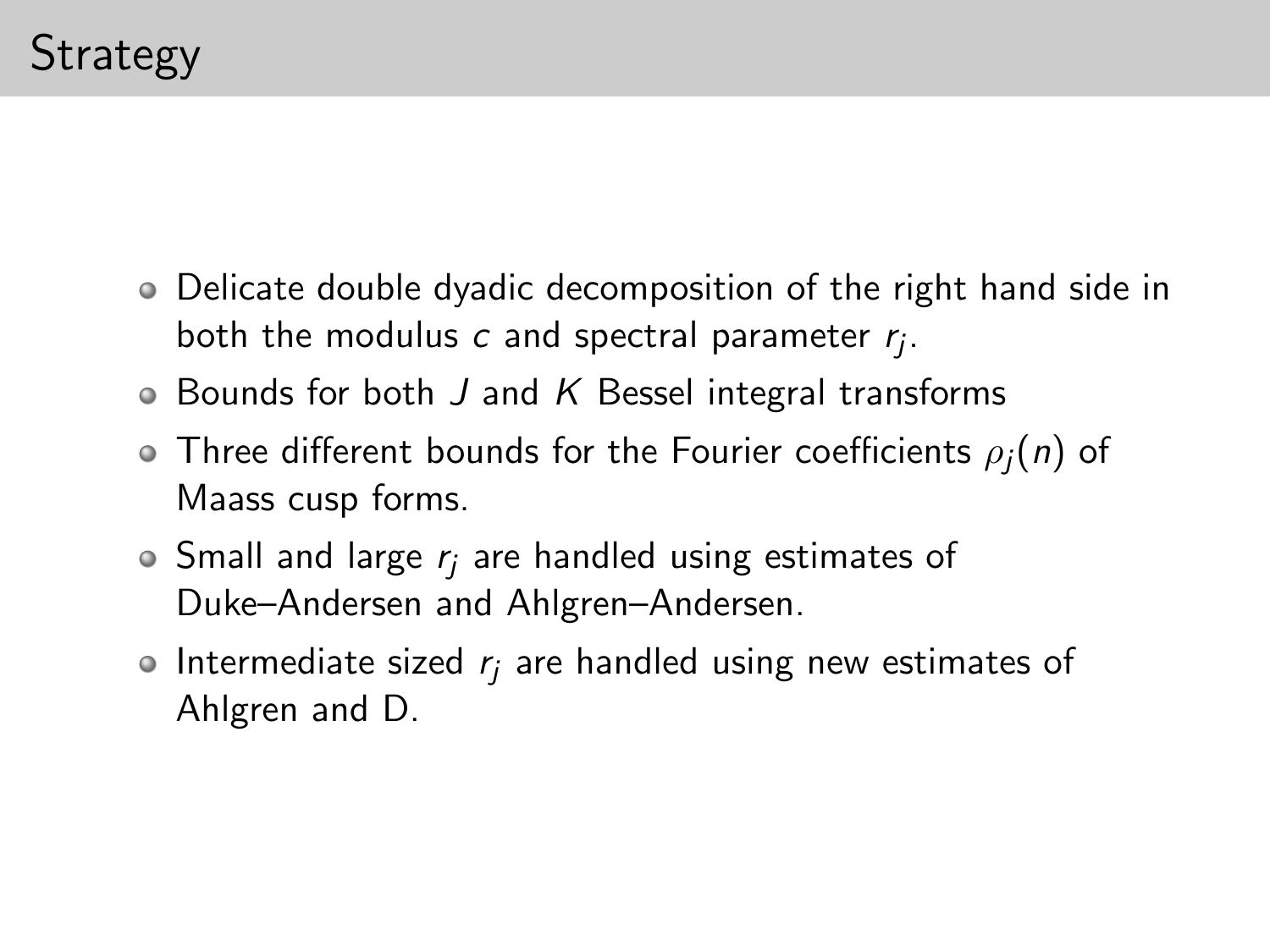# Strategy

- Delicate double dyadic decomposition of the right hand side in both the modulus $c$ and spectral parameter $r_j$.
- Bounds for both $J$ and $K$ Bessel integral transforms
- Three different bounds for the Fourier coefficients $\rho_j(n)$ of Maass cusp forms.
- Small and large $r_j$ are handled using estimates of Duke–Andersen and Ahlgren–Andersen.
- Intermediate sized $r_j$ are handled using new estimates of Ahlgren and D.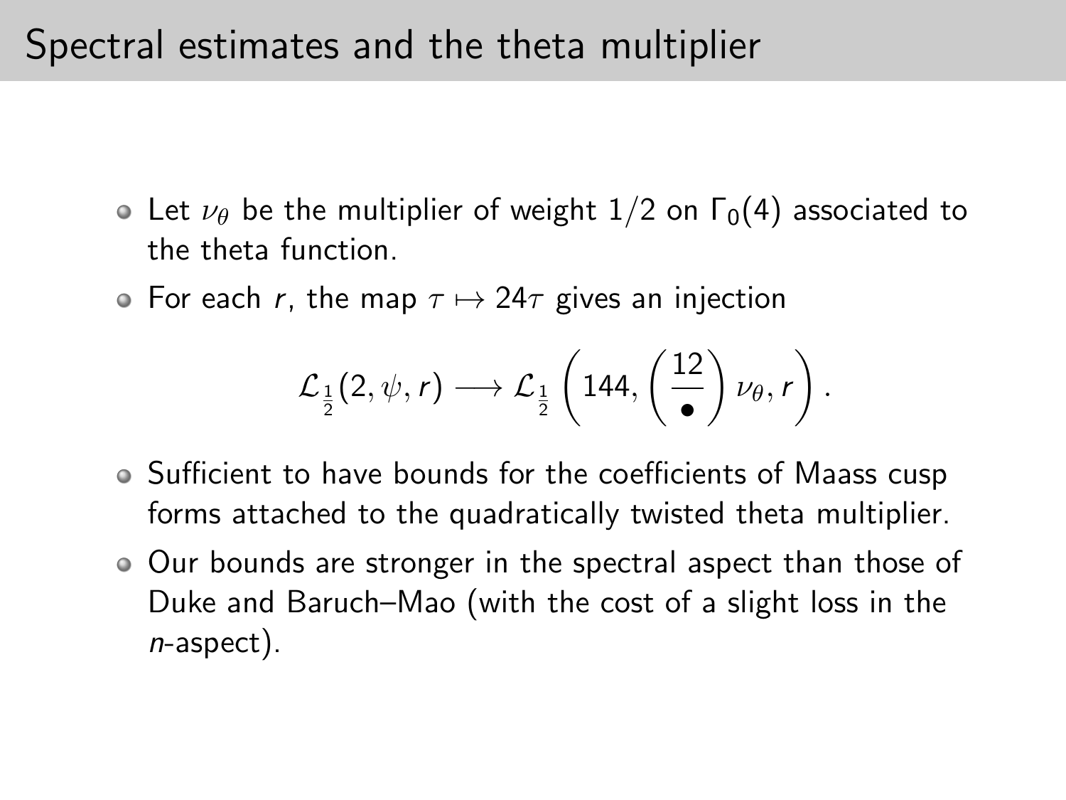# Spectral estimates and the theta multiplier

- Let $\nu_\theta$ be the multiplier of weight $1/2$ on $\Gamma_0(4)$ associated to the theta function.
- For each $r$, the map $\tau \mapsto 24\tau$ gives an injection

$$\mathcal{L}_{\frac{1}{2}}(2, \psi, r) \longrightarrow \mathcal{L}_{\frac{1}{2}}\left(144, \left(\frac{12}{\bullet}\right)\nu_\theta, r\right).$$

- Sufficient to have bounds for the coefficients of Maass cusp forms attached to the quadratically twisted theta multiplier.
- Our bounds are stronger in the spectral aspect than those of Duke and Baruch–Mao (with the cost of a slight loss in the $n$-aspect).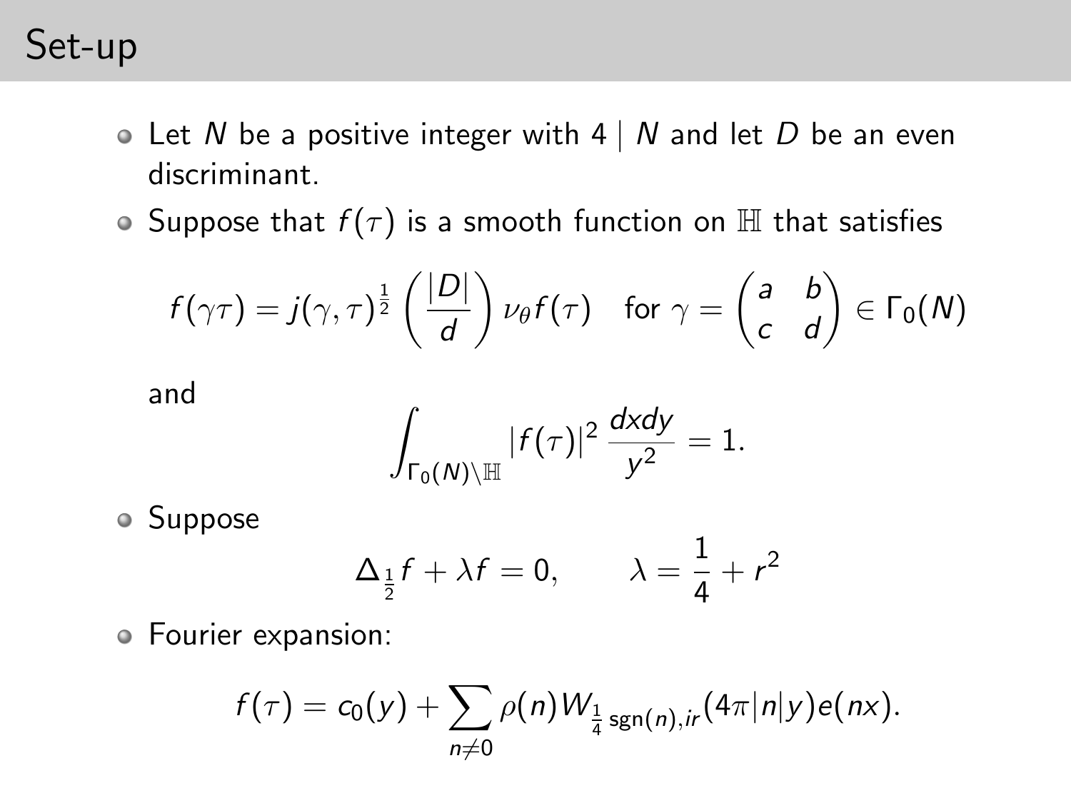# Set-up

- Let $N$ be a positive integer with $4 \mid N$ and let $D$ be an even discriminant.
- Suppose that $f(\tau)$ is a smooth function on $\mathbb{H}$ that satisfies

$$f(\gamma\tau) = j(\gamma, \tau)^{\frac{1}{2}} \left(\frac{|D|}{d}\right) \nu_\theta f(\tau) \quad \text{for } \gamma = \begin{pmatrix} a & b \\ c & d \end{pmatrix} \in \Gamma_0(N)$$

  and

$$\int_{\Gamma_0(N)\backslash\mathbb{H}} |f(\tau)|^2 \frac{dxdy}{y^2} = 1.$$

- Suppose

$$\Delta_{\frac{1}{2}} f + \lambda f = 0, \qquad \lambda = \frac{1}{4} + r^2$$

- Fourier expansion:

$$f(\tau) = c_0(y) + \sum_{n \neq 0} \rho(n) W_{\frac{1}{4}\operatorname{sgn}(n), ir}(4\pi|n|y) e(nx).$$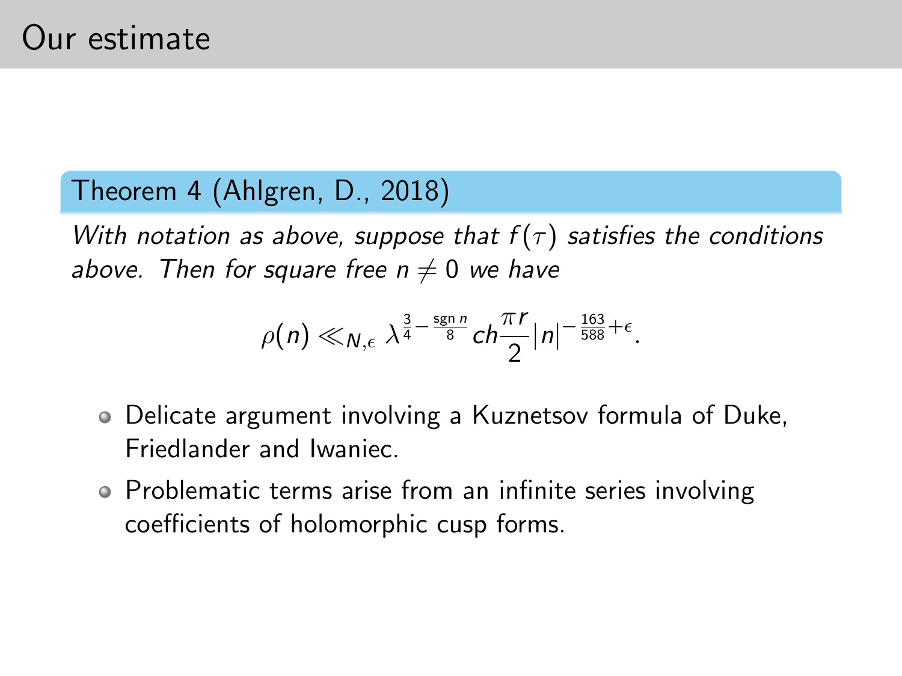# Our estimate

**Theorem 4 (Ahlgren, D., 2018)**

*With notation as above, suppose that $f(\tau)$ satisfies the conditions above. Then for square free $n \neq 0$ we have*

$$\rho(n) \ll_{N,\epsilon} \lambda^{\frac{3}{4} - \frac{\operatorname{sgn} n}{8}} ch\frac{\pi r}{2} |n|^{-\frac{163}{588} + \epsilon}.$$

- Delicate argument involving a Kuznetsov formula of Duke, Friedlander and Iwaniec.
- Problematic terms arise from an infinite series involving coefficients of holomorphic cusp forms.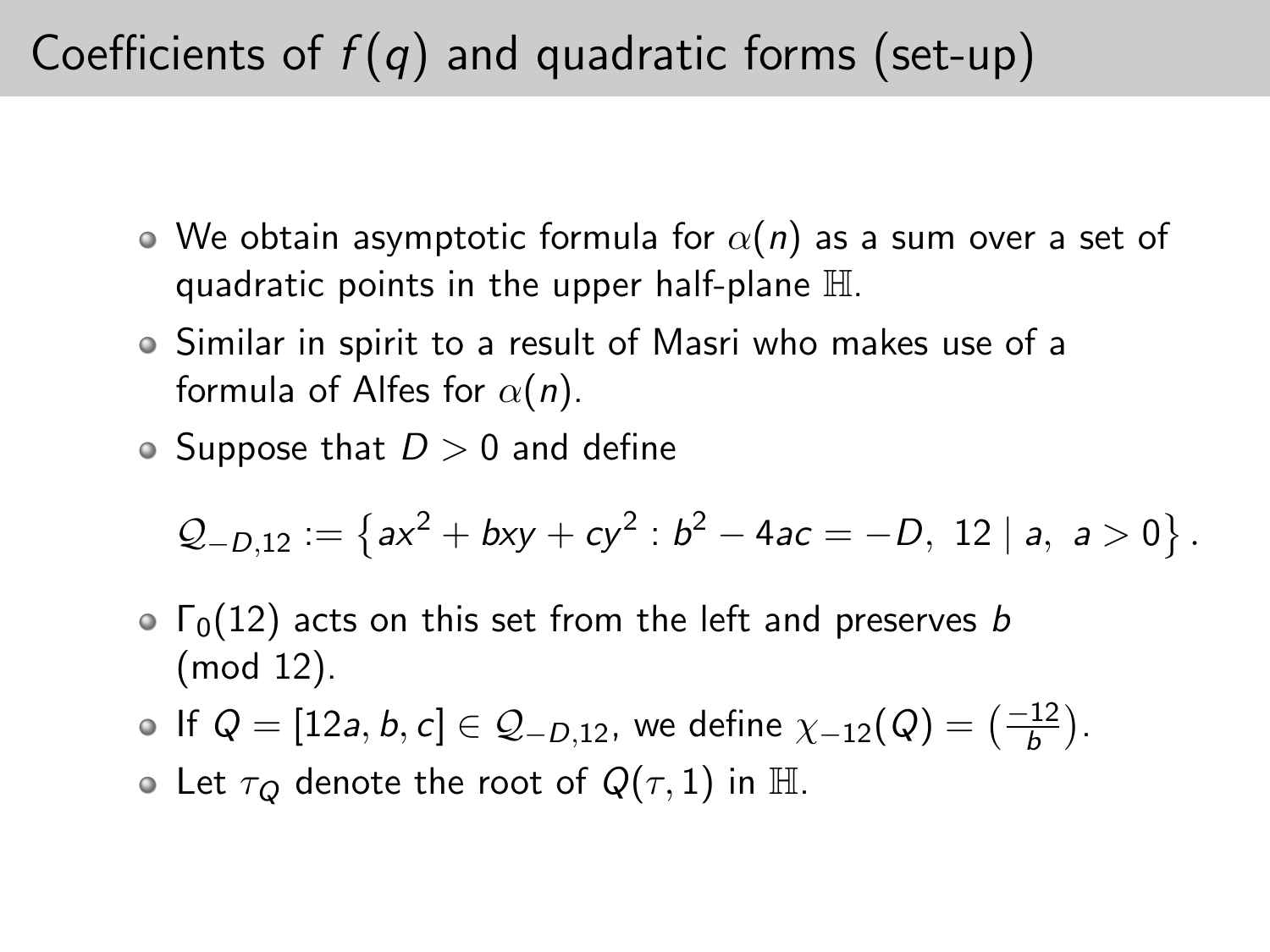# Coefficients of $f(q)$ and quadratic forms (set-up)

- We obtain asymptotic formula for $\alpha(n)$ as a sum over a set of quadratic points in the upper half-plane $\mathbb{H}$.
- Similar in spirit to a result of Masri who makes use of a formula of Alfes for $\alpha(n)$.
- Suppose that $D > 0$ and define

$$\mathcal{Q}_{-D,12} := \left\{ ax^2 + bxy + cy^2 : b^2 - 4ac = -D,\ 12 \mid a,\ a > 0 \right\}.$$

- $\Gamma_0(12)$ acts on this set from the left and preserves $b \pmod{12}$.
- If $Q = [12a, b, c] \in \mathcal{Q}_{-D,12}$, we define $\chi_{-12}(Q) = \left(\frac{-12}{b}\right)$.
- Let $\tau_Q$ denote the root of $Q(\tau, 1)$ in $\mathbb{H}$.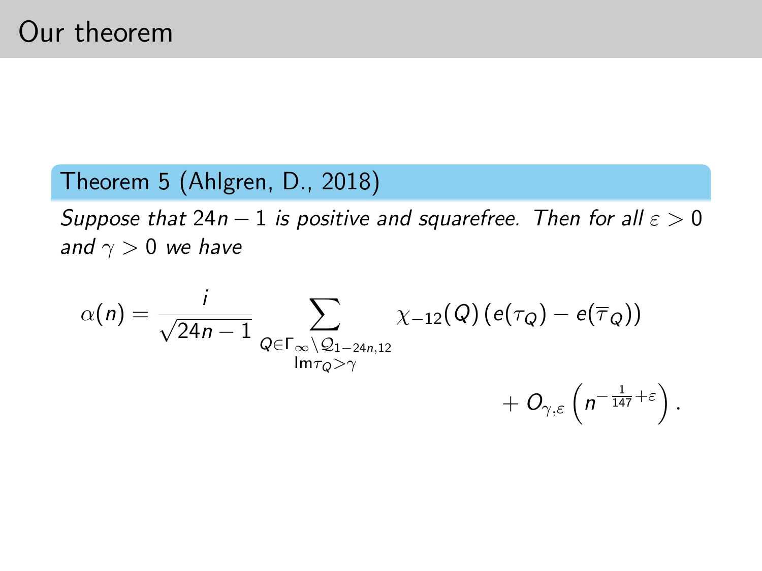# Our theorem

**Theorem 5 (Ahlgren, D., 2018)**

*Suppose that $24n - 1$ is positive and squarefree. Then for all $\varepsilon > 0$ and $\gamma > 0$ we have*

$$\alpha(n) = \frac{i}{\sqrt{24n-1}} \sum_{\substack{Q \in \Gamma_\infty \backslash \mathcal{Q}_{1-24n,12} \\ \mathrm{Im}\tau_Q > \gamma}} \chi_{-12}(Q) \left( e(\tau_Q) - e(\overline{\tau}_Q) \right) + O_{\gamma,\varepsilon}\left( n^{-\frac{1}{147}+\varepsilon} \right).$$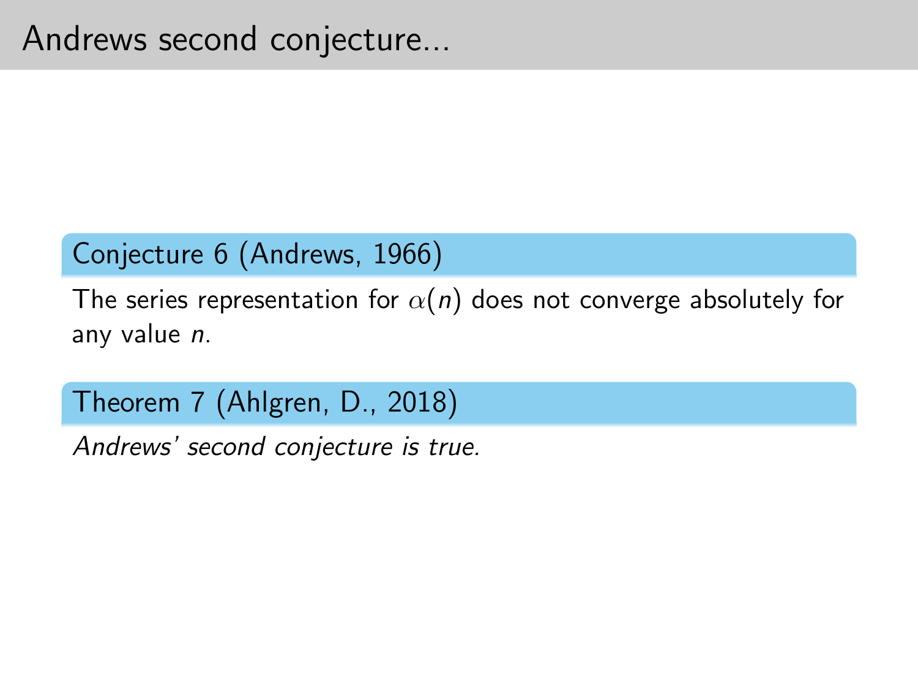# Andrews second conjecture...

**Conjecture 6 (Andrews, 1966)**

The series representation for $\alpha(n)$ does not converge absolutely for any value $n$.

**Theorem 7 (Ahlgren, D., 2018)**

*Andrews' second conjecture is true.*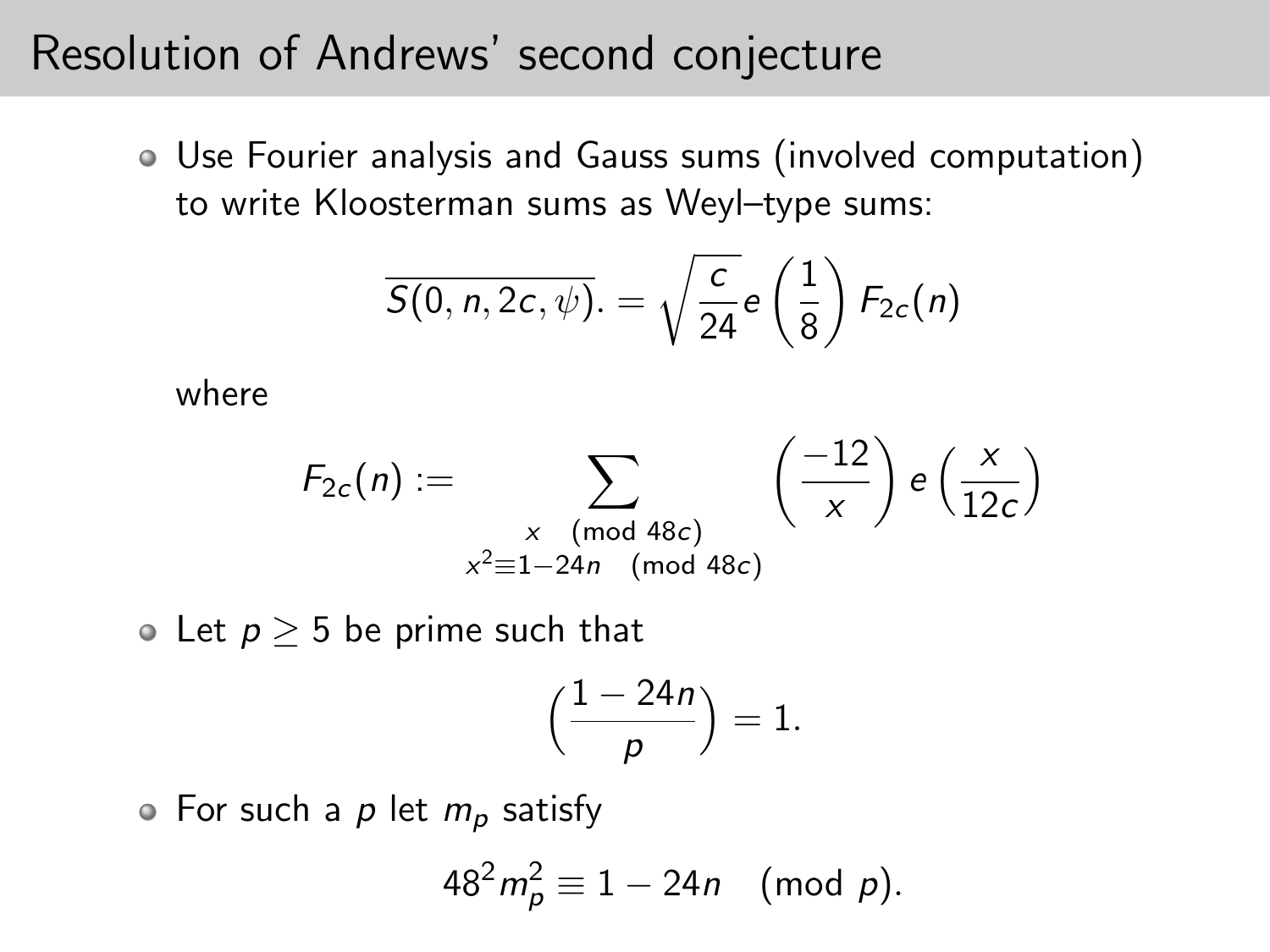# Resolution of Andrews' second conjecture

- Use Fourier analysis and Gauss sums (involved computation) to write Kloosterman sums as Weyl–type sums:

$$\overline{S(0, n, 2c, \psi)}. = \sqrt{\frac{c}{24}} e\left(\frac{1}{8}\right) F_{2c}(n)$$

  where

$$F_{2c}(n) := \sum_{\substack{x \pmod{48c} \\ x^2 \equiv 1-24n \pmod{48c}}} \left(\frac{-12}{x}\right) e\left(\frac{x}{12c}\right)$$

- Let $p \geq 5$ be prime such that

$$\left(\frac{1-24n}{p}\right) = 1.$$

- For such a $p$ let $m_p$ satisfy

$$48^2 m_p^2 \equiv 1 - 24n \pmod{p}.$$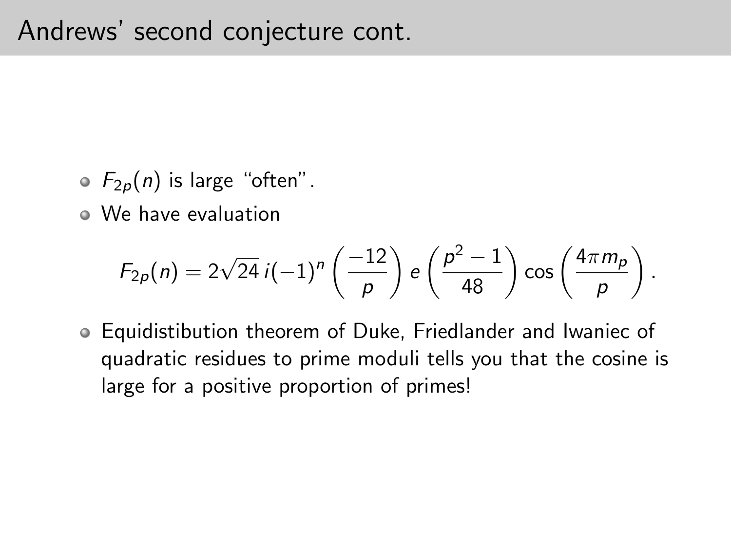# Andrews' second conjecture cont.

- $F_{2p}(n)$ is large "often".
- We have evaluation

$$F_{2p}(n) = 2\sqrt{24}\, i(-1)^n \left(\frac{-12}{p}\right) e\left(\frac{p^2-1}{48}\right) \cos\left(\frac{4\pi m_p}{p}\right).$$

- Equidistibution theorem of Duke, Friedlander and Iwaniec of quadratic residues to prime moduli tells you that the cosine is large for a positive proportion of primes!